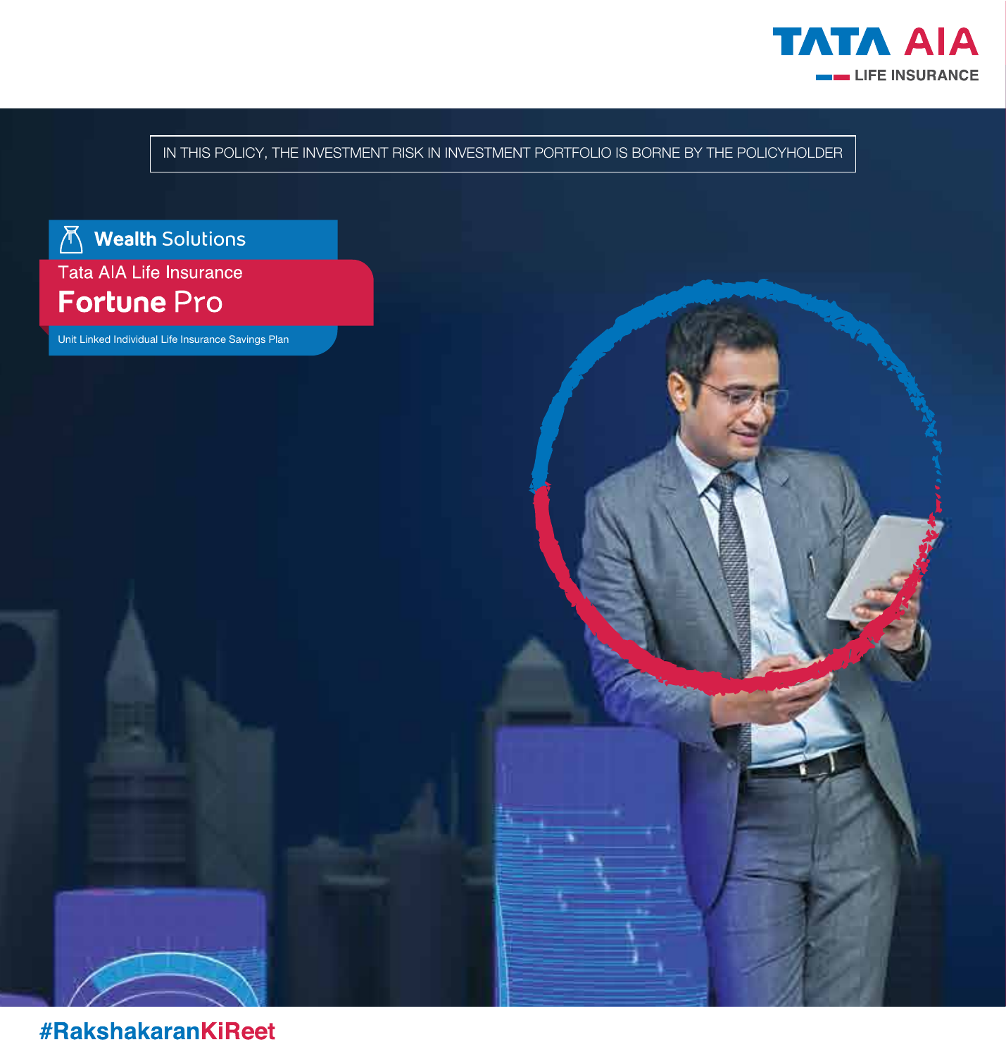TATA AIA LIFE INSURANCE

IN THIS POLICY, THE INVESTMENT RISK IN INVESTMENT PORTFOLIO IS BORNE BY THE POLICYHOLDER

**Wealth** Solutions

Tata AIA Life Insurance

# **Fortune** Pro

Unit Linked Individual Life Insurance Savings Plan

#RakshakaranKiReet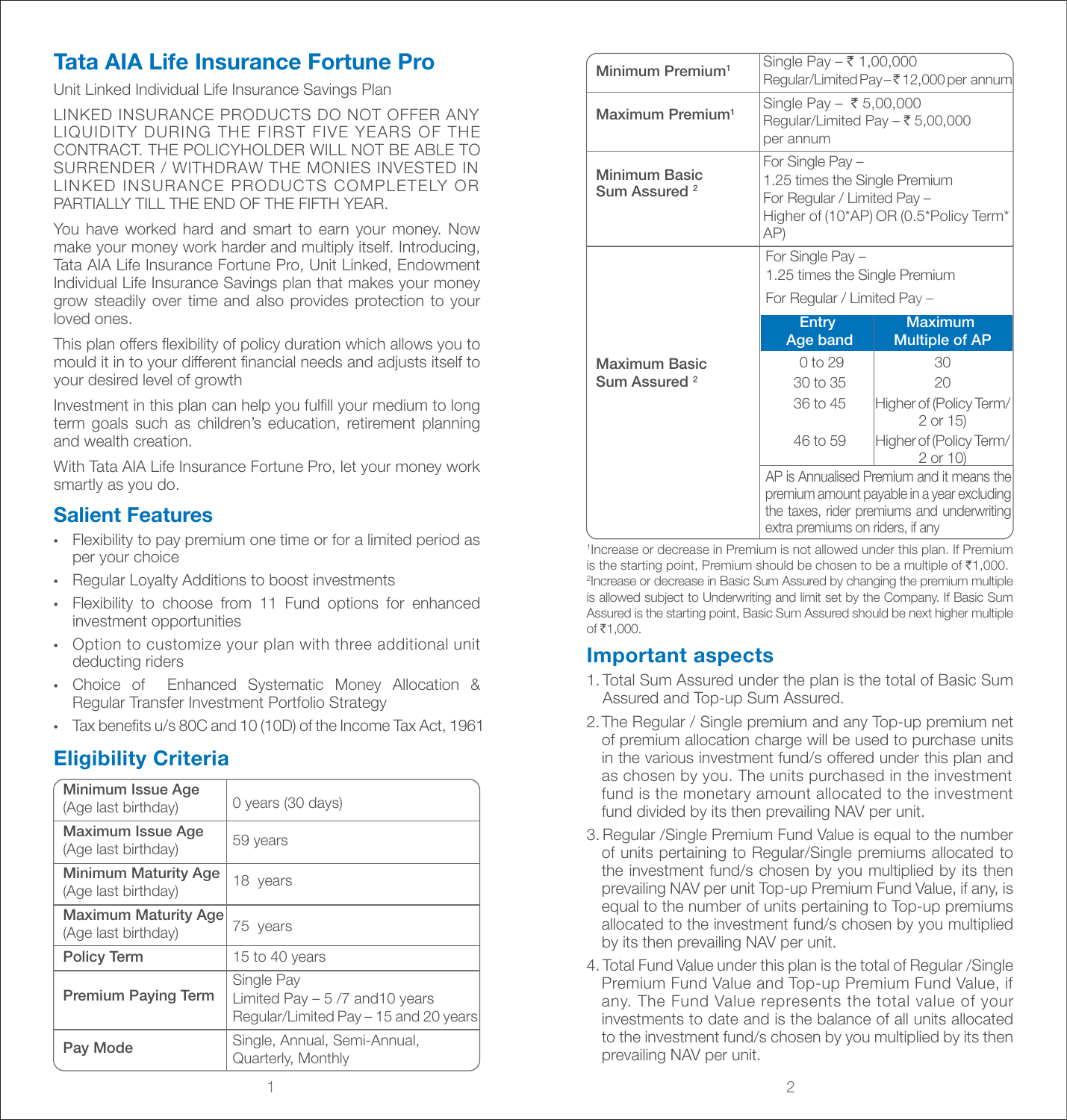# Tata AIA Life Insurance Fortune Pro

Unit Linked Individual Life Insurance Savings Plan

LINKED INSURANCE PRODUCTS DO NOT OFFER ANY LIQUIDITY DURING THE FIRST FIVE YEARS OF THE CONTRACT. THE POLICYHOLDER WILL NOT BE ABLE TO SURRENDER / WITHDRAW THE MONIES INVESTED IN LINKED INSURANCE PRODUCTS COMPLETELY OR PARTIALLY TILL THE END OF THE FIFTH YEAR.

You have worked hard and smart to earn your money. Now make your money work harder and multiply itself. Introducing, Tata AIA Life Insurance Fortune Pro, Unit Linked, Endowment Individual Life Insurance Savings plan that makes your money grow steadily over time and also provides protection to your loved ones.

This plan offers flexibility of policy duration which allows you to mould it in to your different financial needs and adjusts itself to your desired level of growth

Investment in this plan can help you fulfill your medium to long term goals such as children's education, retirement planning and wealth creation.

With Tata AIA Life Insurance Fortune Pro, let your money work smartly as you do.

## Salient Features

- Flexibility to pay premium one time or for a limited period as per your choice
- Regular Loyalty Additions to boost investments
- Flexibility to choose from 11 Fund options for enhanced investment opportunities
- Option to customize your plan with three additional unit deducting riders
- Choice of Enhanced Systematic Money Allocation & Regular Transfer Investment Portfolio Strategy
- Tax benefits u/s 80C and 10 (10D) of the Income Tax Act, 1961

## Eligibility Criteria

| | |
|---|---|
| **Minimum Issue Age** (Age last birthday) | 0 years (30 days) |
| **Maximum Issue Age** (Age last birthday) | 59 years |
| **Minimum Maturity Age** (Age last birthday) | 18 years |
| **Maximum Maturity Age** (Age last birthday) | 75 years |
| **Policy Term** | 15 to 40 years |
| **Premium Paying Term** | Single Pay<br>Limited Pay – 5 /7 and10 years<br>Regular/Limited Pay – 15 and 20 years |
| **Pay Mode** | Single, Annual, Semi-Annual, Quarterly, Monthly |
| **Minimum Premium**[1] | Single Pay – ₹ 1,00,000<br>Regular/Limited Pay – ₹ 12,000 per annum |
| **Maximum Premium**[1] | Single Pay – ₹ 5,00,000<br>Regular/Limited Pay – ₹ 5,00,000 per annum |
| **Minimum Basic Sum Assured** [2] | For Single Pay – 1.25 times the Single Premium<br>For Regular / Limited Pay – Higher of (10*AP) OR (0.5*Policy Term* AP) |
| **Maximum Basic Sum Assured** [2] | For Single Pay – 1.25 times the Single Premium<br>For Regular / Limited Pay – (see table below) |

**Maximum Basic Sum Assured – For Regular / Limited Pay:**

| Entry Age band | Maximum Multiple of AP |
|---|---|
| 0 to 29 | 30 |
| 30 to 35 | 20 |
| 36 to 45 | Higher of (Policy Term/ 2 or 15) |
| 46 to 59 | Higher of (Policy Term/ 2 or 10) |

AP is Annualised Premium and it means the premium amount payable in a year excluding the taxes, rider premiums and underwriting extra premiums on riders, if any

[1]Increase or decrease in Premium is not allowed under this plan. If Premium is the starting point, Premium should be chosen to be a multiple of ₹1,000.
[2]Increase or decrease in Basic Sum Assured by changing the premium multiple is allowed subject to Underwriting and limit set by the Company. If Basic Sum Assured is the starting point, Basic Sum Assured should be next higher multiple of ₹1,000.

## Important aspects

1. Total Sum Assured under the plan is the total of Basic Sum Assured and Top-up Sum Assured.
2. The Regular / Single premium and any Top-up premium net of premium allocation charge will be used to purchase units in the various investment fund/s offered under this plan and as chosen by you. The units purchased in the investment fund is the monetary amount allocated to the investment fund divided by its then prevailing NAV per unit.
3. Regular /Single Premium Fund Value is equal to the number of units pertaining to Regular/Single premiums allocated to the investment fund/s chosen by you multiplied by its then prevailing NAV per unit Top-up Premium Fund Value, if any, is equal to the number of units pertaining to Top-up premiums allocated to the investment fund/s chosen by you multiplied by its then prevailing NAV per unit.
4. Total Fund Value under this plan is the total of Regular /Single Premium Fund Value and Top-up Premium Fund Value, if any. The Fund Value represents the total value of your investments to date and is the balance of all units allocated to the investment fund/s chosen by you multiplied by its then prevailing NAV per unit.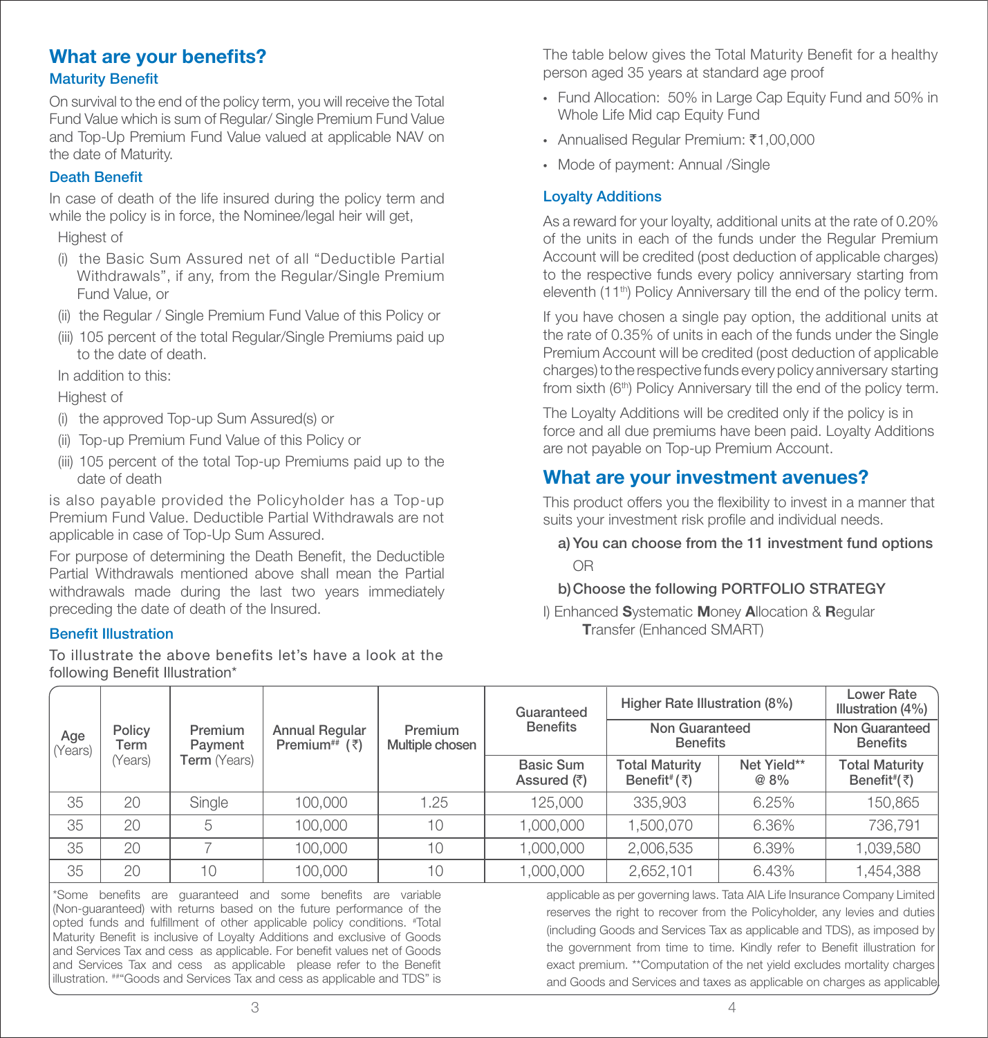## What are your benefits?

### Maturity Benefit

On survival to the end of the policy term, you will receive the Total Fund Value which is sum of Regular/ Single Premium Fund Value and Top-Up Premium Fund Value valued at applicable NAV on the date of Maturity.

### Death Benefit

In case of death of the life insured during the policy term and while the policy is in force, the Nominee/legal heir will get,

Highest of

(i) the Basic Sum Assured net of all "Deductible Partial Withdrawals", if any, from the Regular/Single Premium Fund Value, or

(ii) the Regular / Single Premium Fund Value of this Policy or

(iii) 105 percent of the total Regular/Single Premiums paid up to the date of death.

In addition to this:

Highest of

(i) the approved Top-up Sum Assured(s) or

(ii) Top-up Premium Fund Value of this Policy or

(iii) 105 percent of the total Top-up Premiums paid up to the date of death

is also payable provided the Policyholder has a Top-up Premium Fund Value. Deductible Partial Withdrawals are not applicable in case of Top-Up Sum Assured.

For purpose of determining the Death Benefit, the Deductible Partial Withdrawals mentioned above shall mean the Partial withdrawals made during the last two years immediately preceding the date of death of the Insured.

### Benefit Illustration

To illustrate the above benefits let's have a look at the following Benefit Illustration*

The table below gives the Total Maturity Benefit for a healthy person aged 35 years at standard age proof

- Fund Allocation: 50% in Large Cap Equity Fund and 50% in Whole Life Mid cap Equity Fund
- Annualised Regular Premium: ₹1,00,000
- Mode of payment: Annual /Single

| Age (Years) | Policy Term (Years) | Premium Payment Term (Years) | Annual Regular Premium## (₹) | Premium Multiple chosen | Guaranteed Benefits | Higher Rate Illustration (8%) | | Lower Rate Illustration (4%) |
|---|---|---|---|---|---|---|---|---|
| | | | | | | Non Guaranteed Benefits | | Non Guaranteed Benefits |
| | | | | | Basic Sum Assured (₹) | Total Maturity Benefit# (₹) | Net Yield** @ 8% | Total Maturity Benefit# (₹) |
| 35 | 20 | Single | 100,000 | 1.25 | 125,000 | 335,903 | 6.25% | 150,865 |
| 35 | 20 | 5 | 100,000 | 10 | 1,000,000 | 1,500,070 | 6.36% | 736,791 |
| 35 | 20 | 7 | 100,000 | 10 | 1,000,000 | 2,006,535 | 6.39% | 1,039,580 |
| 35 | 20 | 10 | 100,000 | 10 | 1,000,000 | 2,652,101 | 6.43% | 1,454,388 |

*Some benefits are guaranteed and some benefits are variable (Non-guaranteed) with returns based on the future performance of the opted funds and fulfillment of other applicable policy conditions. #Total Maturity Benefit is inclusive of Loyalty Additions and exclusive of Goods and Services Tax and cess as applicable. For benefit values net of Goods and Services Tax and cess as applicable please refer to the Benefit illustration. ##"Goods and Services Tax and cess as applicable and TDS" is applicable as per governing laws. Tata AIA Life Insurance Company Limited reserves the right to recover from the Policyholder, any levies and duties (including Goods and Services Tax as applicable and TDS), as imposed by the government from time to time. Kindly refer to Benefit illustration for exact premium. **Computation of the net yield excludes mortality charges and Goods and Services and taxes as applicable on charges as applicable.

### Loyalty Additions

As a reward for your loyalty, additional units at the rate of 0.20% of the units in each of the funds under the Regular Premium Account will be credited (post deduction of applicable charges) to the respective funds every policy anniversary starting from eleventh (11th) Policy Anniversary till the end of the policy term.

If you have chosen a single pay option, the additional units at the rate of 0.35% of units in each of the funds under the Single Premium Account will be credited (post deduction of applicable charges) to the respective funds every policy anniversary starting from sixth (6th) Policy Anniversary till the end of the policy term.

The Loyalty Additions will be credited only if the policy is in force and all due premiums have been paid. Loyalty Additions are not payable on Top-up Premium Account.

## What are your investment avenues?

This product offers you the flexibility to invest in a manner that suits your investment risk profile and individual needs.

**a) You can choose from the 11 investment fund options**

OR

**b) Choose the following PORTFOLIO STRATEGY**

I) Enhanced **S**ystematic **M**oney **A**llocation & **R**egular **T**ransfer (Enhanced SMART)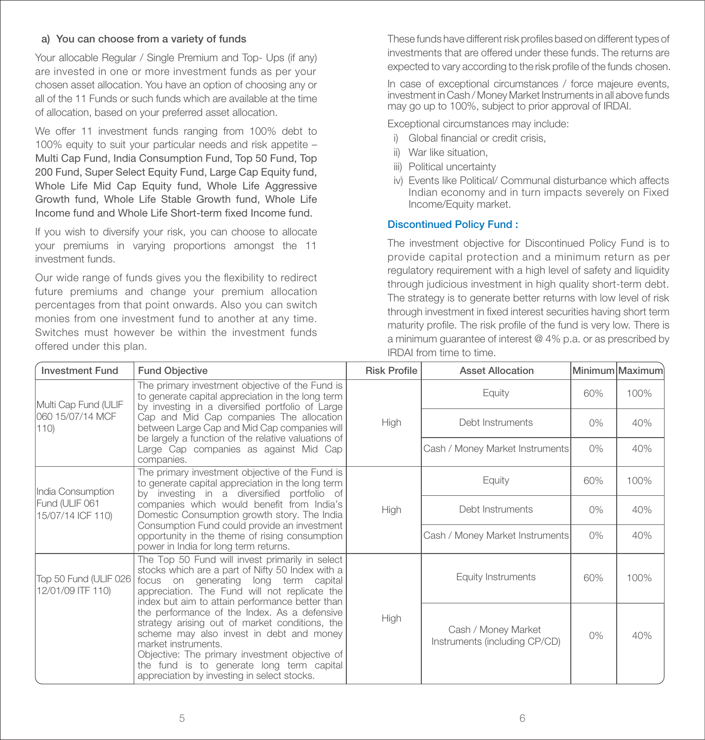### a) You can choose from a variety of funds

Your allocable Regular / Single Premium and Top- Ups (if any) are invested in one or more investment funds as per your chosen asset allocation. You have an option of choosing any or all of the 11 Funds or such funds which are available at the time of allocation, based on your preferred asset allocation.

We offer 11 investment funds ranging from 100% debt to 100% equity to suit your particular needs and risk appetite – Multi Cap Fund, India Consumption Fund, Top 50 Fund, Top 200 Fund, Super Select Equity Fund, Large Cap Equity fund, Whole Life Mid Cap Equity fund, Whole Life Aggressive Growth fund, Whole Life Stable Growth fund, Whole Life Income fund and Whole Life Short-term fixed Income fund.

If you wish to diversify your risk, you can choose to allocate your premiums in varying proportions amongst the 11 investment funds.

Our wide range of funds gives you the flexibility to redirect future premiums and change your premium allocation percentages from that point onwards. Also you can switch monies from one investment fund to another at any time. Switches must however be within the investment funds offered under this plan.

These funds have different risk profiles based on different types of investments that are offered under these funds. The returns are expected to vary according to the risk profile of the funds chosen.

In case of exceptional circumstances / force majeure events, investment in Cash / Money Market Instruments in all above funds may go up to 100%, subject to prior approval of IRDAI.

Exceptional circumstances may include:

i) Global financial or credit crisis,
ii) War like situation,
iii) Political uncertainty
iv) Events like Political/ Communal disturbance which affects Indian economy and in turn impacts severely on Fixed Income/Equity market.

### Discontinued Policy Fund :

The investment objective for Discontinued Policy Fund is to provide capital protection and a minimum return as per regulatory requirement with a high level of safety and liquidity through judicious investment in high quality short-term debt. The strategy is to generate better returns with low level of risk through investment in fixed interest securities having short term maturity profile. The risk profile of the fund is very low. There is a minimum guarantee of interest @ 4% p.a. or as prescribed by IRDAI from time to time.

| Investment Fund | Fund Objective | Risk Profile | Asset Allocation | Minimum | Maximum |
|---|---|---|---|---|---|
| Multi Cap Fund (ULIF 060 15/07/14 MCF 110) | The primary investment objective of the Fund is to generate capital appreciation in the long term by investing in a diversified portfolio of Large Cap and Mid Cap companies The allocation between Large Cap and Mid Cap companies will be largely a function of the relative valuations of Large Cap companies as against Mid Cap companies. | High | Equity | 60% | 100% |
| | | | Debt Instruments | 0% | 40% |
| | | | Cash / Money Market Instruments | 0% | 40% |
| India Consumption Fund (ULIF 061 15/07/14 ICF 110) | The primary investment objective of the Fund is to generate capital appreciation in the long term by investing in a diversified portfolio of companies which would benefit from India's Domestic Consumption growth story. The India Consumption Fund could provide an investment opportunity in the theme of rising consumption power in India for long term returns. | High | Equity | 60% | 100% |
| | | | Debt Instruments | 0% | 40% |
| | | | Cash / Money Market Instruments | 0% | 40% |
| Top 50 Fund (ULIF 026 12/01/09 ITF 110) | The Top 50 Fund will invest primarily in select stocks which are a part of Nifty 50 Index with a focus on generating long term capital appreciation. The Fund will not replicate the index but aim to attain performance better than the performance of the Index. As a defensive strategy arising out of market conditions, the scheme may also invest in debt and money market instruments. Objective: The primary investment objective of the fund is to generate long term capital appreciation by investing in select stocks. | High | Equity Instruments | 60% | 100% |
| | | | Cash / Money Market Instruments (including CP/CD) | 0% | 40% |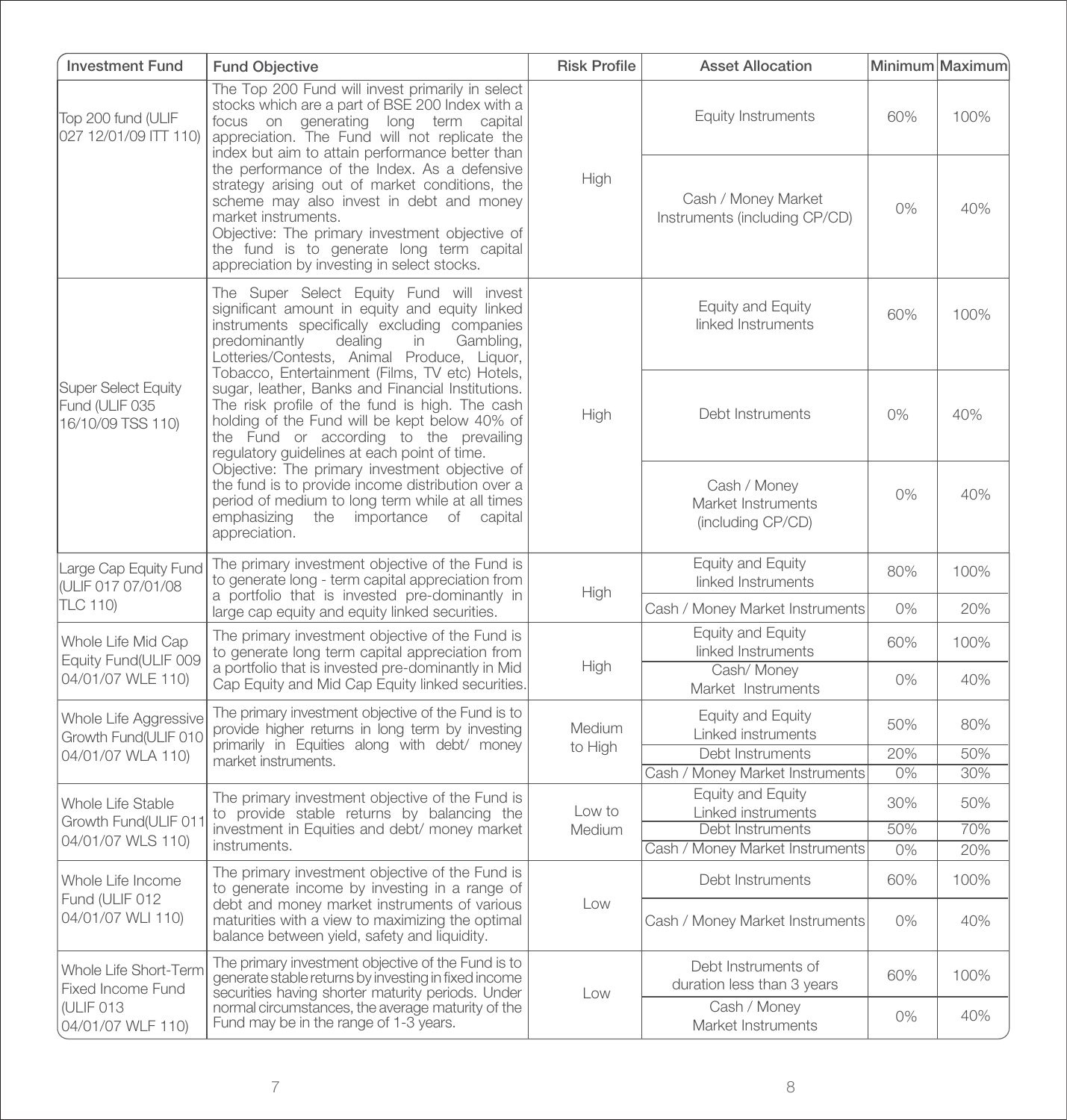| Investment Fund | Fund Objective | Risk Profile | Asset Allocation | Minimum | Maximum |
|---|---|---|---|---|---|
| Top 200 fund (ULIF 027 12/01/09 ITT 110) | The Top 200 Fund will invest primarily in select stocks which are a part of BSE 200 Index with a focus on generating long term capital appreciation. The Fund will not replicate the index but aim to attain performance better than the performance of the Index. As a defensive strategy arising out of market conditions, the scheme may also invest in debt and money market instruments. Objective: The primary investment objective of the fund is to generate long term capital appreciation by investing in select stocks. | High | Equity Instruments | 60% | 100% |
| | | | Cash / Money Market Instruments (including CP/CD) | 0% | 40% |
| Super Select Equity Fund (ULIF 035 16/10/09 TSS 110) | The Super Select Equity Fund will invest significant amount in equity and equity linked instruments specifically excluding companies predominantly dealing in Gambling, Lotteries/Contests, Animal Produce, Liquor, Tobacco, Entertainment (Films, TV etc) Hotels, sugar, leather, Banks and Financial Institutions. The risk profile of the fund is high. The cash holding of the Fund will be kept below 40% of the Fund or according to the prevailing regulatory guidelines at each point of time. Objective: The primary investment objective of the fund is to provide income distribution over a period of medium to long term while at all times emphasizing the importance of capital appreciation. | High | Equity and Equity linked Instruments | 60% | 100% |
| | | | Debt Instruments | 0% | 40% |
| | | | Cash / Money Market Instruments (including CP/CD) | 0% | 40% |
| Large Cap Equity Fund (ULIF 017 07/01/08 TLC 110) | The primary investment objective of the Fund is to generate long - term capital appreciation from a portfolio that is invested pre-dominantly in large cap equity and equity linked securities. | High | Equity and Equity linked Instruments | 80% | 100% |
| | | | Cash / Money Market Instruments | 0% | 20% |
| Whole Life Mid Cap Equity Fund(ULIF 009 04/01/07 WLE 110) | The primary investment objective of the Fund is to generate long term capital appreciation from a portfolio that is invested pre-dominantly in Mid Cap Equity and Mid Cap Equity linked securities. | High | Equity and Equity linked Instruments | 60% | 100% |
| | | | Cash/ Money Market Instruments | 0% | 40% |
| Whole Life Aggressive Growth Fund(ULIF 010 04/01/07 WLA 110) | The primary investment objective of the Fund is to provide higher returns in long term by investing primarily in Equities along with debt/ money market instruments. | Medium to High | Equity and Equity Linked instruments | 50% | 80% |
| | | | Debt Instruments | 20% | 50% |
| | | | Cash / Money Market Instruments | 0% | 30% |
| Whole Life Stable Growth Fund(ULIF 011 04/01/07 WLS 110) | The primary investment objective of the Fund is to provide stable returns by balancing the investment in Equities and debt/ money market instruments. | Low to Medium | Equity and Equity Linked instruments | 30% | 50% |
| | | | Debt Instruments | 50% | 70% |
| | | | Cash / Money Market Instruments | 0% | 20% |
| Whole Life Income Fund (ULIF 012 04/01/07 WLI 110) | The primary investment objective of the Fund is to generate income by investing in a range of debt and money market instruments of various maturities with a view to maximizing the optimal balance between yield, safety and liquidity. | Low | Debt Instruments | 60% | 100% |
| | | | Cash / Money Market Instruments | 0% | 40% |
| Whole Life Short-Term Fixed Income Fund (ULIF 013 04/01/07 WLF 110) | The primary investment objective of the Fund is to generate stable returns by investing in fixed income securities having shorter maturity periods. Under normal circumstances, the average maturity of the Fund may be in the range of 1-3 years. | Low | Debt Instruments of duration less than 3 years | 60% | 100% |
| | | | Cash / Money Market Instruments | 0% | 40% |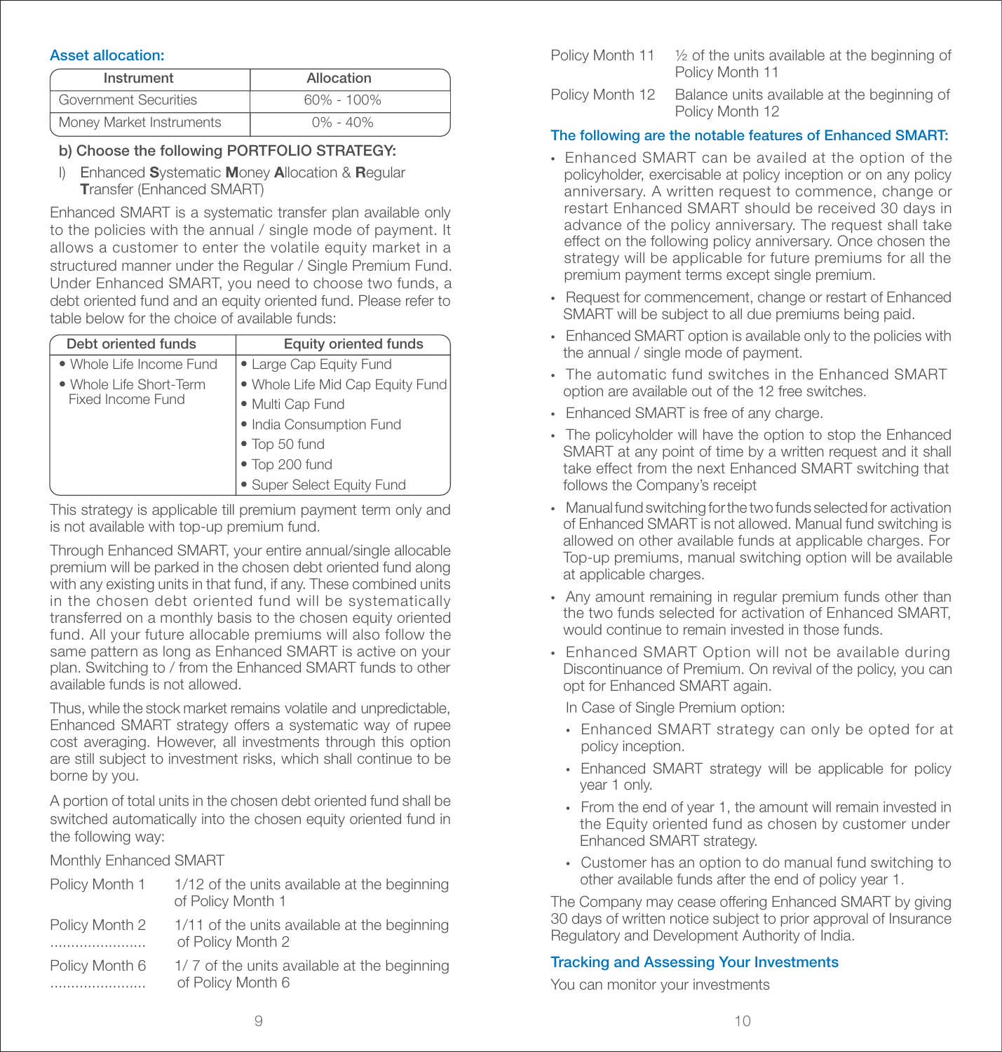### Asset allocation:

| Instrument | Allocation |
|---|---|
| Government Securities | 60% - 100% |
| Money Market Instruments | 0% - 40% |

**b) Choose the following PORTFOLIO STRATEGY:**

I) Enhanced **S**ystematic **M**oney **A**llocation & **R**egular **T**ransfer (Enhanced SMART)

Enhanced SMART is a systematic transfer plan available only to the policies with the annual / single mode of payment. It allows a customer to enter the volatile equity market in a structured manner under the Regular / Single Premium Fund. Under Enhanced SMART, you need to choose two funds, a debt oriented fund and an equity oriented fund. Please refer to table below for the choice of available funds:

| Debt oriented funds | Equity oriented funds |
|---|---|
| • Whole Life Income Fund<br>• Whole Life Short-Term Fixed Income Fund | • Large Cap Equity Fund<br>• Whole Life Mid Cap Equity Fund<br>• Multi Cap Fund<br>• India Consumption Fund<br>• Top 50 fund<br>• Top 200 fund<br>• Super Select Equity Fund |

This strategy is applicable till premium payment term only and is not available with top-up premium fund.

Through Enhanced SMART, your entire annual/single allocable premium will be parked in the chosen debt oriented fund along with any existing units in that fund, if any. These combined units in the chosen debt oriented fund will be systematically transferred on a monthly basis to the chosen equity oriented fund. All your future allocable premiums will also follow the same pattern as long as Enhanced SMART is active on your plan. Switching to / from the Enhanced SMART funds to other available funds is not allowed.

Thus, while the stock market remains volatile and unpredictable, Enhanced SMART strategy offers a systematic way of rupee cost averaging. However, all investments through this option are still subject to investment risks, which shall continue to be borne by you.

A portion of total units in the chosen debt oriented fund shall be switched automatically into the chosen equity oriented fund in the following way:

Monthly Enhanced SMART

| | |
|---|---|
| Policy Month 1 | 1/12 of the units available at the beginning of Policy Month 1 |
| Policy Month 2<br>...................... | 1/11 of the units available at the beginning of Policy Month 2 |
| Policy Month 6<br>...................... | 1/ 7 of the units available at the beginning of Policy Month 6 |
| Policy Month 11 | ½ of the units available at the beginning of Policy Month 11 |
| Policy Month 12 | Balance units available at the beginning of Policy Month 12 |

### The following are the notable features of Enhanced SMART:

- Enhanced SMART can be availed at the option of the policyholder, exercisable at policy inception or on any policy anniversary. A written request to commence, change or restart Enhanced SMART should be received 30 days in advance of the policy anniversary. The request shall take effect on the following policy anniversary. Once chosen the strategy will be applicable for future premiums for all the premium payment terms except single premium.
- Request for commencement, change or restart of Enhanced SMART will be subject to all due premiums being paid.
- Enhanced SMART option is available only to the policies with the annual / single mode of payment.
- The automatic fund switches in the Enhanced SMART option are available out of the 12 free switches.
- Enhanced SMART is free of any charge.
- The policyholder will have the option to stop the Enhanced SMART at any point of time by a written request and it shall take effect from the next Enhanced SMART switching that follows the Company's receipt
- Manual fund switching for the two funds selected for activation of Enhanced SMART is not allowed. Manual fund switching is allowed on other available funds at applicable charges. For Top-up premiums, manual switching option will be available at applicable charges.
- Any amount remaining in regular premium funds other than the two funds selected for activation of Enhanced SMART, would continue to remain invested in those funds.
- Enhanced SMART Option will not be available during Discontinuance of Premium. On revival of the policy, you can opt for Enhanced SMART again.

  In Case of Single Premium option:

  - Enhanced SMART strategy can only be opted for at policy inception.
  - Enhanced SMART strategy will be applicable for policy year 1 only.
  - From the end of year 1, the amount will remain invested in the Equity oriented fund as chosen by customer under Enhanced SMART strategy.
  - Customer has an option to do manual fund switching to other available funds after the end of policy year 1.

The Company may cease offering Enhanced SMART by giving 30 days of written notice subject to prior approval of Insurance Regulatory and Development Authority of India.

### Tracking and Assessing Your Investments

You can monitor your investments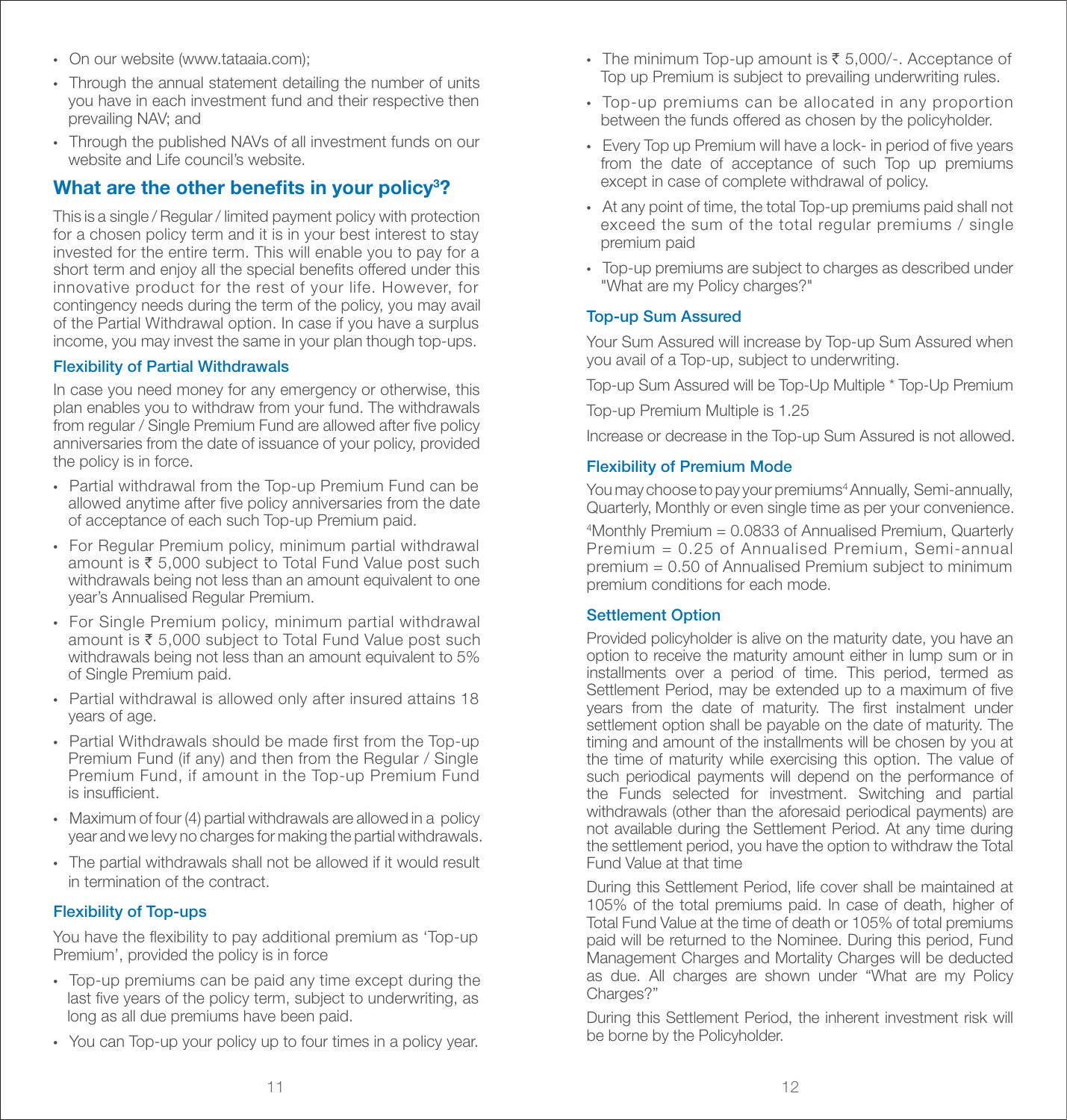- On our website (www.tataaia.com);
- Through the annual statement detailing the number of units you have in each investment fund and their respective then prevailing NAV; and
- Through the published NAVs of all investment funds on our website and Life council's website.

## What are the other benefits in your policy[3]?

This is a single / Regular / limited payment policy with protection for a chosen policy term and it is in your best interest to stay invested for the entire term. This will enable you to pay for a short term and enjoy all the special benefits offered under this innovative product for the rest of your life. However, for contingency needs during the term of the policy, you may avail of the Partial Withdrawal option. In case if you have a surplus income, you may invest the same in your plan though top-ups.

### Flexibility of Partial Withdrawals

In case you need money for any emergency or otherwise, this plan enables you to withdraw from your fund. The withdrawals from regular / Single Premium Fund are allowed after five policy anniversaries from the date of issuance of your policy, provided the policy is in force.

- Partial withdrawal from the Top-up Premium Fund can be allowed anytime after five policy anniversaries from the date of acceptance of each such Top-up Premium paid.
- For Regular Premium policy, minimum partial withdrawal amount is ₹ 5,000 subject to Total Fund Value post such withdrawals being not less than an amount equivalent to one year's Annualised Regular Premium.
- For Single Premium policy, minimum partial withdrawal amount is ₹ 5,000 subject to Total Fund Value post such withdrawals being not less than an amount equivalent to 5% of Single Premium paid.
- Partial withdrawal is allowed only after insured attains 18 years of age.
- Partial Withdrawals should be made first from the Top-up Premium Fund (if any) and then from the Regular / Single Premium Fund, if amount in the Top-up Premium Fund is insufficient.
- Maximum of four (4) partial withdrawals are allowed in a policy year and we levy no charges for making the partial withdrawals.
- The partial withdrawals shall not be allowed if it would result in termination of the contract.

### Flexibility of Top-ups

You have the flexibility to pay additional premium as 'Top-up Premium', provided the policy is in force

- Top-up premiums can be paid any time except during the last five years of the policy term, subject to underwriting, as long as all due premiums have been paid.
- You can Top-up your policy up to four times in a policy year.
- The minimum Top-up amount is ₹ 5,000/-. Acceptance of Top up Premium is subject to prevailing underwriting rules.
- Top-up premiums can be allocated in any proportion between the funds offered as chosen by the policyholder.
- Every Top up Premium will have a lock- in period of five years from the date of acceptance of such Top up premiums except in case of complete withdrawal of policy.
- At any point of time, the total Top-up premiums paid shall not exceed the sum of the total regular premiums / single premium paid
- Top-up premiums are subject to charges as described under "What are my Policy charges?"

### Top-up Sum Assured

Your Sum Assured will increase by Top-up Sum Assured when you avail of a Top-up, subject to underwriting.

Top-up Sum Assured will be Top-Up Multiple * Top-Up Premium

Top-up Premium Multiple is 1.25

Increase or decrease in the Top-up Sum Assured is not allowed.

### Flexibility of Premium Mode

You may choose to pay your premiums[4] Annually, Semi-annually, Quarterly, Monthly or even single time as per your convenience.

[4]Monthly Premium = 0.0833 of Annualised Premium, Quarterly Premium = 0.25 of Annualised Premium, Semi-annual premium = 0.50 of Annualised Premium subject to minimum premium conditions for each mode.

### Settlement Option

Provided policyholder is alive on the maturity date, you have an option to receive the maturity amount either in lump sum or in installments over a period of time. This period, termed as Settlement Period, may be extended up to a maximum of five years from the date of maturity. The first instalment under settlement option shall be payable on the date of maturity. The timing and amount of the installments will be chosen by you at the time of maturity while exercising this option. The value of such periodical payments will depend on the performance of the Funds selected for investment. Switching and partial withdrawals (other than the aforesaid periodical payments) are not available during the Settlement Period. At any time during the settlement period, you have the option to withdraw the Total Fund Value at that time

During this Settlement Period, life cover shall be maintained at 105% of the total premiums paid. In case of death, higher of Total Fund Value at the time of death or 105% of total premiums paid will be returned to the Nominee. During this period, Fund Management Charges and Mortality Charges will be deducted as due. All charges are shown under "What are my Policy Charges?"

During this Settlement Period, the inherent investment risk will be borne by the Policyholder.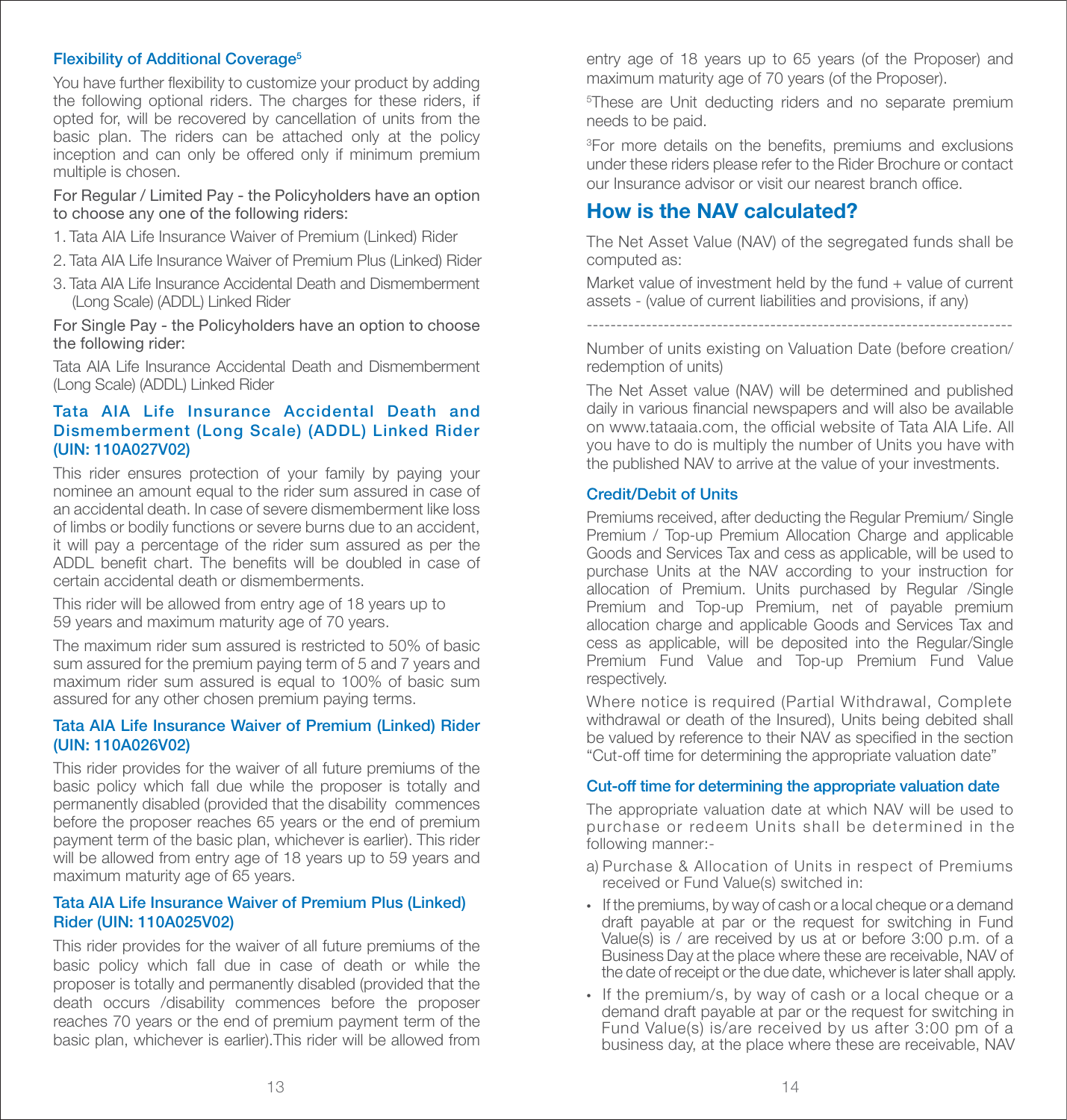### Flexibility of Additional Coverage[5]

You have further flexibility to customize your product by adding the following optional riders. The charges for these riders, if opted for, will be recovered by cancellation of units from the basic plan. The riders can be attached only at the policy inception and can only be offered only if minimum premium multiple is chosen.

For Regular / Limited Pay - the Policyholders have an option to choose any one of the following riders:

1. Tata AIA Life Insurance Waiver of Premium (Linked) Rider
2. Tata AIA Life Insurance Waiver of Premium Plus (Linked) Rider
3. Tata AIA Life Insurance Accidental Death and Dismemberment (Long Scale) (ADDL) Linked Rider

For Single Pay - the Policyholders have an option to choose the following rider:

Tata AIA Life Insurance Accidental Death and Dismemberment (Long Scale) (ADDL) Linked Rider

#### Tata AIA Life Insurance Accidental Death and Dismemberment (Long Scale) (ADDL) Linked Rider (UIN: 110A027V02)

This rider ensures protection of your family by paying your nominee an amount equal to the rider sum assured in case of an accidental death. In case of severe dismemberment like loss of limbs or bodily functions or severe burns due to an accident, it will pay a percentage of the rider sum assured as per the ADDL benefit chart. The benefits will be doubled in case of certain accidental death or dismemberments.

This rider will be allowed from entry age of 18 years up to 59 years and maximum maturity age of 70 years.

The maximum rider sum assured is restricted to 50% of basic sum assured for the premium paying term of 5 and 7 years and maximum rider sum assured is equal to 100% of basic sum assured for any other chosen premium paying terms.

#### Tata AIA Life Insurance Waiver of Premium (Linked) Rider (UIN: 110A026V02)

This rider provides for the waiver of all future premiums of the basic policy which fall due while the proposer is totally and permanently disabled (provided that the disability commences before the proposer reaches 65 years or the end of premium payment term of the basic plan, whichever is earlier). This rider will be allowed from entry age of 18 years up to 59 years and maximum maturity age of 65 years.

#### Tata AIA Life Insurance Waiver of Premium Plus (Linked) Rider (UIN: 110A025V02)

This rider provides for the waiver of all future premiums of the basic policy which fall due in case of death or while the proposer is totally and permanently disabled (provided that the death occurs /disability commences before the proposer reaches 70 years or the end of premium payment term of the basic plan, whichever is earlier).This rider will be allowed from entry age of 18 years up to 65 years (of the Proposer) and maximum maturity age of 70 years (of the Proposer).

[5]These are Unit deducting riders and no separate premium needs to be paid.

[3]For more details on the benefits, premiums and exclusions under these riders please refer to the Rider Brochure or contact our Insurance advisor or visit our nearest branch office.

## How is the NAV calculated?

The Net Asset Value (NAV) of the segregated funds shall be computed as:

$$\frac{\text{Market value of investment held by the fund + value of current assets - (value of current liabilities and provisions, if any)}}{\text{Number of units existing on Valuation Date (before creation/ redemption of units)}}$$

The Net Asset value (NAV) will be determined and published daily in various financial newspapers and will also be available on www.tataaia.com, the official website of Tata AIA Life. All you have to do is multiply the number of Units you have with the published NAV to arrive at the value of your investments.

### Credit/Debit of Units

Premiums received, after deducting the Regular Premium/ Single Premium / Top-up Premium Allocation Charge and applicable Goods and Services Tax and cess as applicable, will be used to purchase Units at the NAV according to your instruction for allocation of Premium. Units purchased by Regular /Single Premium and Top-up Premium, net of payable premium allocation charge and applicable Goods and Services Tax and cess as applicable, will be deposited into the Regular/Single Premium Fund Value and Top-up Premium Fund Value respectively.

Where notice is required (Partial Withdrawal, Complete withdrawal or death of the Insured), Units being debited shall be valued by reference to their NAV as specified in the section "Cut-off time for determining the appropriate valuation date"

### Cut-off time for determining the appropriate valuation date

The appropriate valuation date at which NAV will be used to purchase or redeem Units shall be determined in the following manner:-

a) Purchase & Allocation of Units in respect of Premiums received or Fund Value(s) switched in:

- If the premiums, by way of cash or a local cheque or a demand draft payable at par or the request for switching in Fund Value(s) is / are received by us at or before 3:00 p.m. of a Business Day at the place where these are receivable, NAV of the date of receipt or the due date, whichever is later shall apply.
- If the premium/s, by way of cash or a local cheque or a demand draft payable at par or the request for switching in Fund Value(s) is/are received by us after 3:00 pm of a business day, at the place where these are receivable, NAV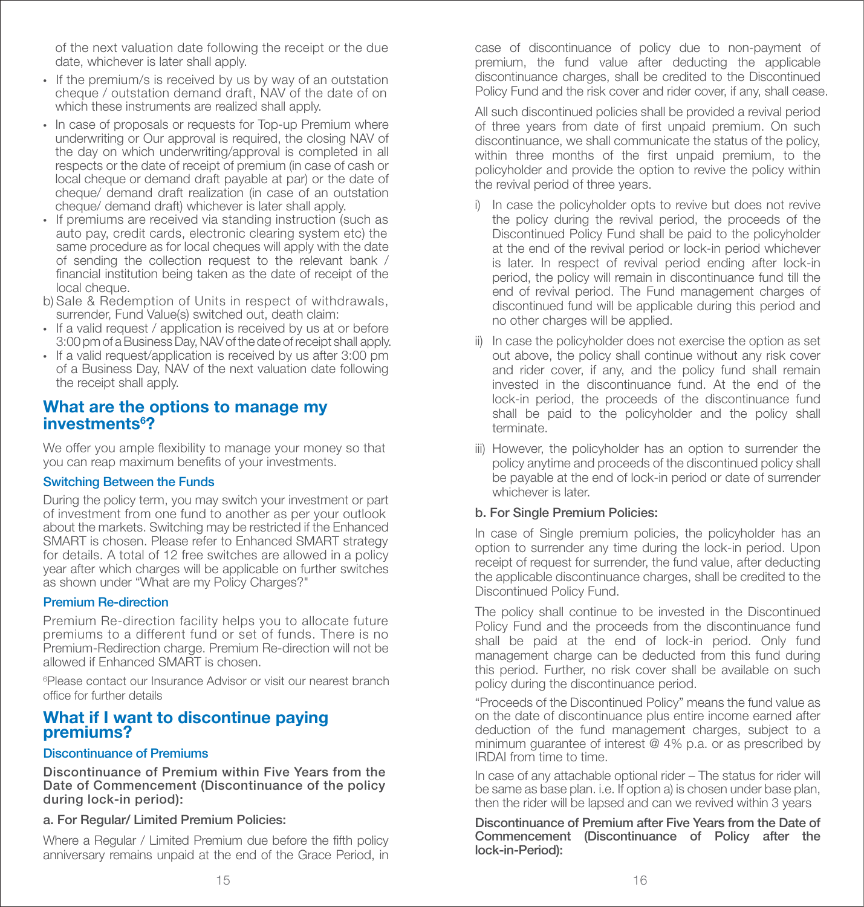of the next valuation date following the receipt or the due date, whichever is later shall apply.

- If the premium/s is received by us by way of an outstation cheque / outstation demand draft, NAV of the date of on which these instruments are realized shall apply.
- In case of proposals or requests for Top-up Premium where underwriting or Our approval is required, the closing NAV of the day on which underwriting/approval is completed in all respects or the date of receipt of premium (in case of cash or local cheque or demand draft payable at par) or the date of cheque/ demand draft realization (in case of an outstation cheque/ demand draft) whichever is later shall apply.
- If premiums are received via standing instruction (such as auto pay, credit cards, electronic clearing system etc) the same procedure as for local cheques will apply with the date of sending the collection request to the relevant bank / financial institution being taken as the date of receipt of the local cheque.

b) Sale & Redemption of Units in respect of withdrawals, surrender, Fund Value(s) switched out, death claim:

- If a valid request / application is received by us at or before 3:00 pm of a Business Day, NAV of the date of receipt shall apply.
- If a valid request/application is received by us after 3:00 pm of a Business Day, NAV of the next valuation date following the receipt shall apply.

## What are the options to manage my investments[6]?

We offer you ample flexibility to manage your money so that you can reap maximum benefits of your investments.

### Switching Between the Funds

During the policy term, you may switch your investment or part of investment from one fund to another as per your outlook about the markets. Switching may be restricted if the Enhanced SMART is chosen. Please refer to Enhanced SMART strategy for details. A total of 12 free switches are allowed in a policy year after which charges will be applicable on further switches as shown under "What are my Policy Charges?"

### Premium Re-direction

Premium Re-direction facility helps you to allocate future premiums to a different fund or set of funds. There is no Premium-Redirection charge. Premium Re-direction will not be allowed if Enhanced SMART is chosen.

[6]Please contact our Insurance Advisor or visit our nearest branch office for further details

## What if I want to discontinue paying premiums?

### Discontinuance of Premiums

**Discontinuance of Premium within Five Years from the Date of Commencement (Discontinuance of the policy during lock-in period):**

**a. For Regular/ Limited Premium Policies:**

Where a Regular / Limited Premium due before the fifth policy anniversary remains unpaid at the end of the Grace Period, in case of discontinuance of policy due to non-payment of premium, the fund value after deducting the applicable discontinuance charges, shall be credited to the Discontinued Policy Fund and the risk cover and rider cover, if any, shall cease.

All such discontinued policies shall be provided a revival period of three years from date of first unpaid premium. On such discontinuance, we shall communicate the status of the policy, within three months of the first unpaid premium, to the policyholder and provide the option to revive the policy within the revival period of three years.

i) In case the policyholder opts to revive but does not revive the policy during the revival period, the proceeds of the Discontinued Policy Fund shall be paid to the policyholder at the end of the revival period or lock-in period whichever is later. In respect of revival period ending after lock-in period, the policy will remain in discontinuance fund till the end of revival period. The Fund management charges of discontinued fund will be applicable during this period and no other charges will be applied.

ii) In case the policyholder does not exercise the option as set out above, the policy shall continue without any risk cover and rider cover, if any, and the policy fund shall remain invested in the discontinuance fund. At the end of the lock-in period, the proceeds of the discontinuance fund shall be paid to the policyholder and the policy shall terminate.

iii) However, the policyholder has an option to surrender the policy anytime and proceeds of the discontinued policy shall be payable at the end of lock-in period or date of surrender whichever is later.

**b. For Single Premium Policies:**

In case of Single premium policies, the policyholder has an option to surrender any time during the lock-in period. Upon receipt of request for surrender, the fund value, after deducting the applicable discontinuance charges, shall be credited to the Discontinued Policy Fund.

The policy shall continue to be invested in the Discontinued Policy Fund and the proceeds from the discontinuance fund shall be paid at the end of lock-in period. Only fund management charge can be deducted from this fund during this period. Further, no risk cover shall be available on such policy during the discontinuance period.

"Proceeds of the Discontinued Policy" means the fund value as on the date of discontinuance plus entire income earned after deduction of the fund management charges, subject to a minimum guarantee of interest @ 4% p.a. or as prescribed by IRDAI from time to time.

In case of any attachable optional rider – The status for rider will be same as base plan. i.e. If option a) is chosen under base plan, then the rider will be lapsed and can we revived within 3 years

**Discontinuance of Premium after Five Years from the Date of Commencement (Discontinuance of Policy after the lock-in-Period):**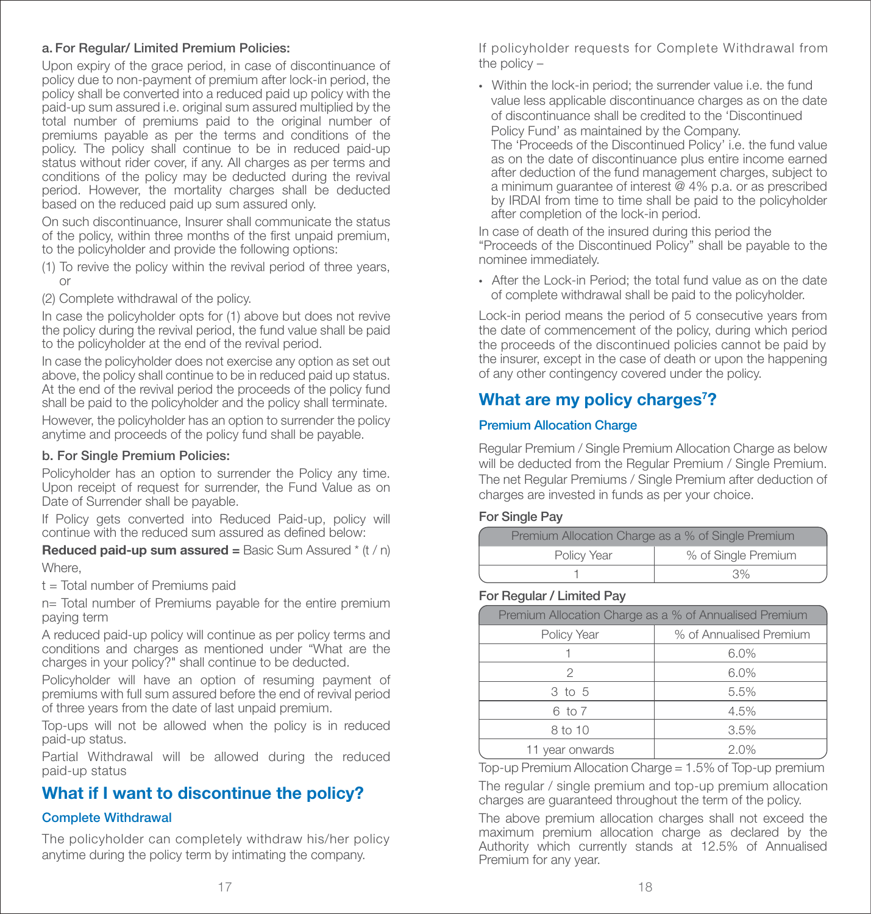**a. For Regular/ Limited Premium Policies:**

Upon expiry of the grace period, in case of discontinuance of policy due to non-payment of premium after lock-in period, the policy shall be converted into a reduced paid up policy with the paid-up sum assured i.e. original sum assured multiplied by the total number of premiums paid to the original number of premiums payable as per the terms and conditions of the policy. The policy shall continue to be in reduced paid-up status without rider cover, if any. All charges as per terms and conditions of the policy may be deducted during the revival period. However, the mortality charges shall be deducted based on the reduced paid up sum assured only.

On such discontinuance, Insurer shall communicate the status of the policy, within three months of the first unpaid premium, to the policyholder and provide the following options:

(1) To revive the policy within the revival period of three years, or

(2) Complete withdrawal of the policy.

In case the policyholder opts for (1) above but does not revive the policy during the revival period, the fund value shall be paid to the policyholder at the end of the revival period.

In case the policyholder does not exercise any option as set out above, the policy shall continue to be in reduced paid up status. At the end of the revival period the proceeds of the policy fund shall be paid to the policyholder and the policy shall terminate.

However, the policyholder has an option to surrender the policy anytime and proceeds of the policy fund shall be payable.

**b. For Single Premium Policies:**

Policyholder has an option to surrender the Policy any time. Upon receipt of request for surrender, the Fund Value as on Date of Surrender shall be payable.

If Policy gets converted into Reduced Paid-up, policy will continue with the reduced sum assured as defined below:

**Reduced paid-up sum assured =** Basic Sum Assured * (t / n)

Where,

t = Total number of Premiums paid

n= Total number of Premiums payable for the entire premium paying term

A reduced paid-up policy will continue as per policy terms and conditions and charges as mentioned under "What are the charges in your policy?" shall continue to be deducted.

Policyholder will have an option of resuming payment of premiums with full sum assured before the end of revival period of three years from the date of last unpaid premium.

Top-ups will not be allowed when the policy is in reduced paid-up status.

Partial Withdrawal will be allowed during the reduced paid-up status

## What if I want to discontinue the policy?

### Complete Withdrawal

The policyholder can completely withdraw his/her policy anytime during the policy term by intimating the company.

If policyholder requests for Complete Withdrawal from the policy –

- Within the lock-in period; the surrender value i.e. the fund value less applicable discontinuance charges as on the date of discontinuance shall be credited to the 'Discontinued Policy Fund' as maintained by the Company.
  The 'Proceeds of the Discontinued Policy' i.e. the fund value as on the date of discontinuance plus entire income earned after deduction of the fund management charges, subject to a minimum guarantee of interest @ 4% p.a. or as prescribed by IRDAI from time to time shall be paid to the policyholder after completion of the lock-in period.

In case of death of the insured during this period the "Proceeds of the Discontinued Policy" shall be payable to the nominee immediately.

- After the Lock-in Period; the total fund value as on the date of complete withdrawal shall be paid to the policyholder.

Lock-in period means the period of 5 consecutive years from the date of commencement of the policy, during which period the proceeds of the discontinued policies cannot be paid by the insurer, except in the case of death or upon the happening of any other contingency covered under the policy.

## What are my policy charges[7]?

### Premium Allocation Charge

Regular Premium / Single Premium Allocation Charge as below will be deducted from the Regular Premium / Single Premium. The net Regular Premiums / Single Premium after deduction of charges are invested in funds as per your choice.

**For Single Pay**

| Premium Allocation Charge as a % of Single Premium | |
|---|---|
| Policy Year | % of Single Premium |
| 1 | 3% |

**For Regular / Limited Pay**

| Premium Allocation Charge as a % of Annualised Premium | |
|---|---|
| Policy Year | % of Annualised Premium |
| 1 | 6.0% |
| 2 | 6.0% |
| 3 to 5 | 5.5% |
| 6 to 7 | 4.5% |
| 8 to 10 | 3.5% |
| 11 year onwards | 2.0% |

Top-up Premium Allocation Charge = 1.5% of Top-up premium

The regular / single premium and top-up premium allocation charges are guaranteed throughout the term of the policy.

The above premium allocation charges shall not exceed the maximum premium allocation charge as declared by the Authority which currently stands at 12.5% of Annualised Premium for any year.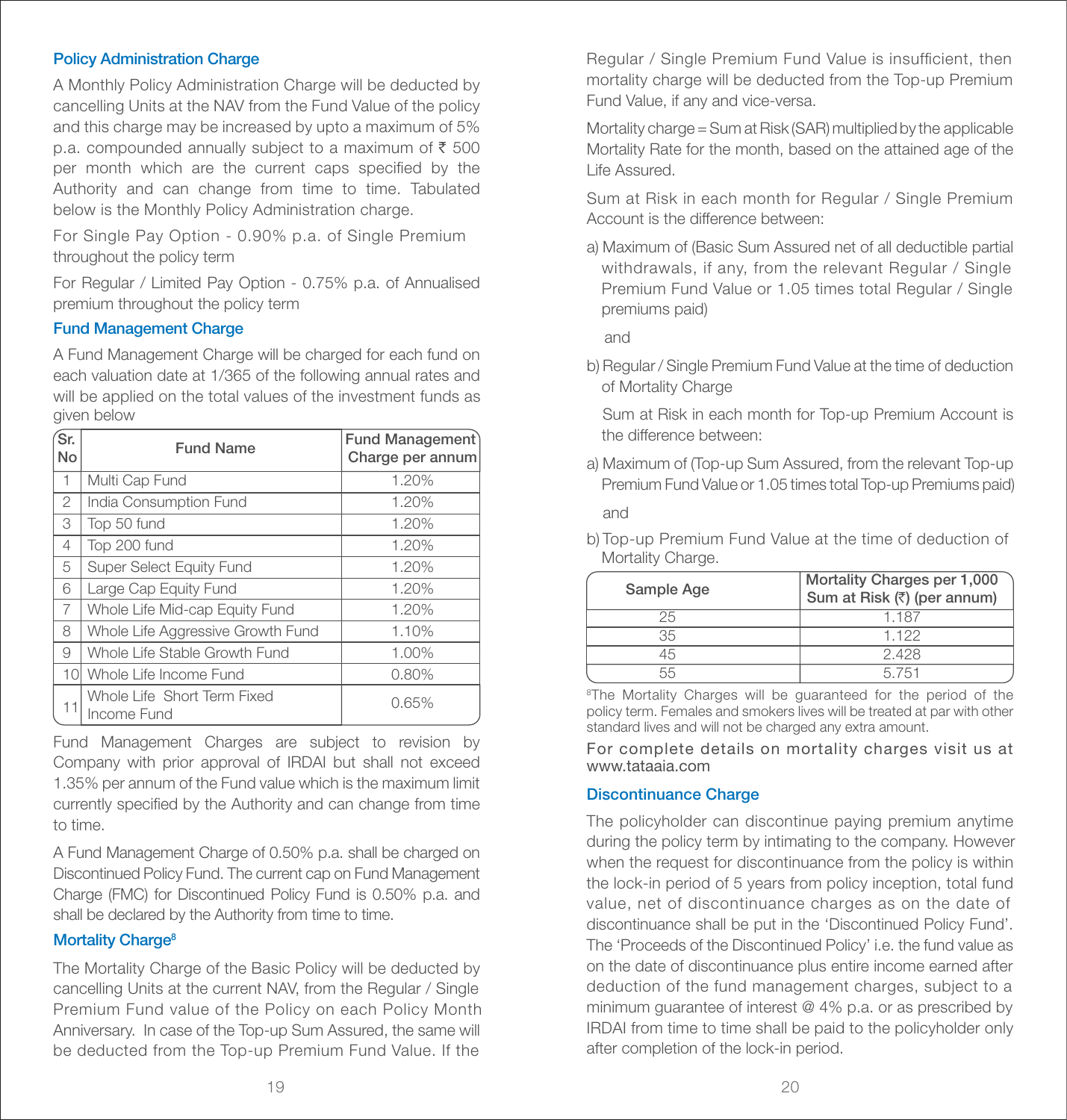### Policy Administration Charge

A Monthly Policy Administration Charge will be deducted by cancelling Units at the NAV from the Fund Value of the policy and this charge may be increased by upto a maximum of 5% p.a. compounded annually subject to a maximum of ₹ 500 per month which are the current caps specified by the Authority and can change from time to time. Tabulated below is the Monthly Policy Administration charge.

For Single Pay Option - 0.90% p.a. of Single Premium throughout the policy term

For Regular / Limited Pay Option - 0.75% p.a. of Annualised premium throughout the policy term

### Fund Management Charge

A Fund Management Charge will be charged for each fund on each valuation date at 1/365 of the following annual rates and will be applied on the total values of the investment funds as given below

| Sr. No | Fund Name | Fund Management Charge per annum |
|---|---|---|
| 1 | Multi Cap Fund | 1.20% |
| 2 | India Consumption Fund | 1.20% |
| 3 | Top 50 fund | 1.20% |
| 4 | Top 200 fund | 1.20% |
| 5 | Super Select Equity Fund | 1.20% |
| 6 | Large Cap Equity Fund | 1.20% |
| 7 | Whole Life Mid-cap Equity Fund | 1.20% |
| 8 | Whole Life Aggressive Growth Fund | 1.10% |
| 9 | Whole Life Stable Growth Fund | 1.00% |
| 10 | Whole Life Income Fund | 0.80% |
| 11 | Whole Life Short Term Fixed Income Fund | 0.65% |

Fund Management Charges are subject to revision by Company with prior approval of IRDAI but shall not exceed 1.35% per annum of the Fund value which is the maximum limit currently specified by the Authority and can change from time to time.

A Fund Management Charge of 0.50% p.a. shall be charged on Discontinued Policy Fund. The current cap on Fund Management Charge (FMC) for Discontinued Policy Fund is 0.50% p.a. and shall be declared by the Authority from time to time.

### Mortality Charge[8]

The Mortality Charge of the Basic Policy will be deducted by cancelling Units at the current NAV, from the Regular / Single Premium Fund value of the Policy on each Policy Month Anniversary. In case of the Top-up Sum Assured, the same will be deducted from the Top-up Premium Fund Value. If the Regular / Single Premium Fund Value is insufficient, then mortality charge will be deducted from the Top-up Premium Fund Value, if any and vice-versa.

Mortality charge = Sum at Risk (SAR) multiplied by the applicable Mortality Rate for the month, based on the attained age of the Life Assured.

Sum at Risk in each month for Regular / Single Premium Account is the difference between:

a) Maximum of (Basic Sum Assured net of all deductible partial withdrawals, if any, from the relevant Regular / Single Premium Fund Value or 1.05 times total Regular / Single premiums paid)

and

b) Regular / Single Premium Fund Value at the time of deduction of Mortality Charge

Sum at Risk in each month for Top-up Premium Account is the difference between:

a) Maximum of (Top-up Sum Assured, from the relevant Top-up Premium Fund Value or 1.05 times total Top-up Premiums paid)

and

b) Top-up Premium Fund Value at the time of deduction of Mortality Charge.

| Sample Age | Mortality Charges per 1,000 Sum at Risk (₹) (per annum) |
|---|---|
| 25 | 1.187 |
| 35 | 1.122 |
| 45 | 2.428 |
| 55 | 5.751 |

[8]The Mortality Charges will be guaranteed for the period of the policy term. Females and smokers lives will be treated at par with other standard lives and will not be charged any extra amount.

For complete details on mortality charges visit us at www.tataaia.com

### Discontinuance Charge

The policyholder can discontinue paying premium anytime during the policy term by intimating to the company. However when the request for discontinuance from the policy is within the lock-in period of 5 years from policy inception, total fund value, net of discontinuance charges as on the date of discontinuance shall be put in the 'Discontinued Policy Fund'. The 'Proceeds of the Discontinued Policy' i.e. the fund value as on the date of discontinuance plus entire income earned after deduction of the fund management charges, subject to a minimum guarantee of interest @ 4% p.a. or as prescribed by IRDAI from time to time shall be paid to the policyholder only after completion of the lock-in period.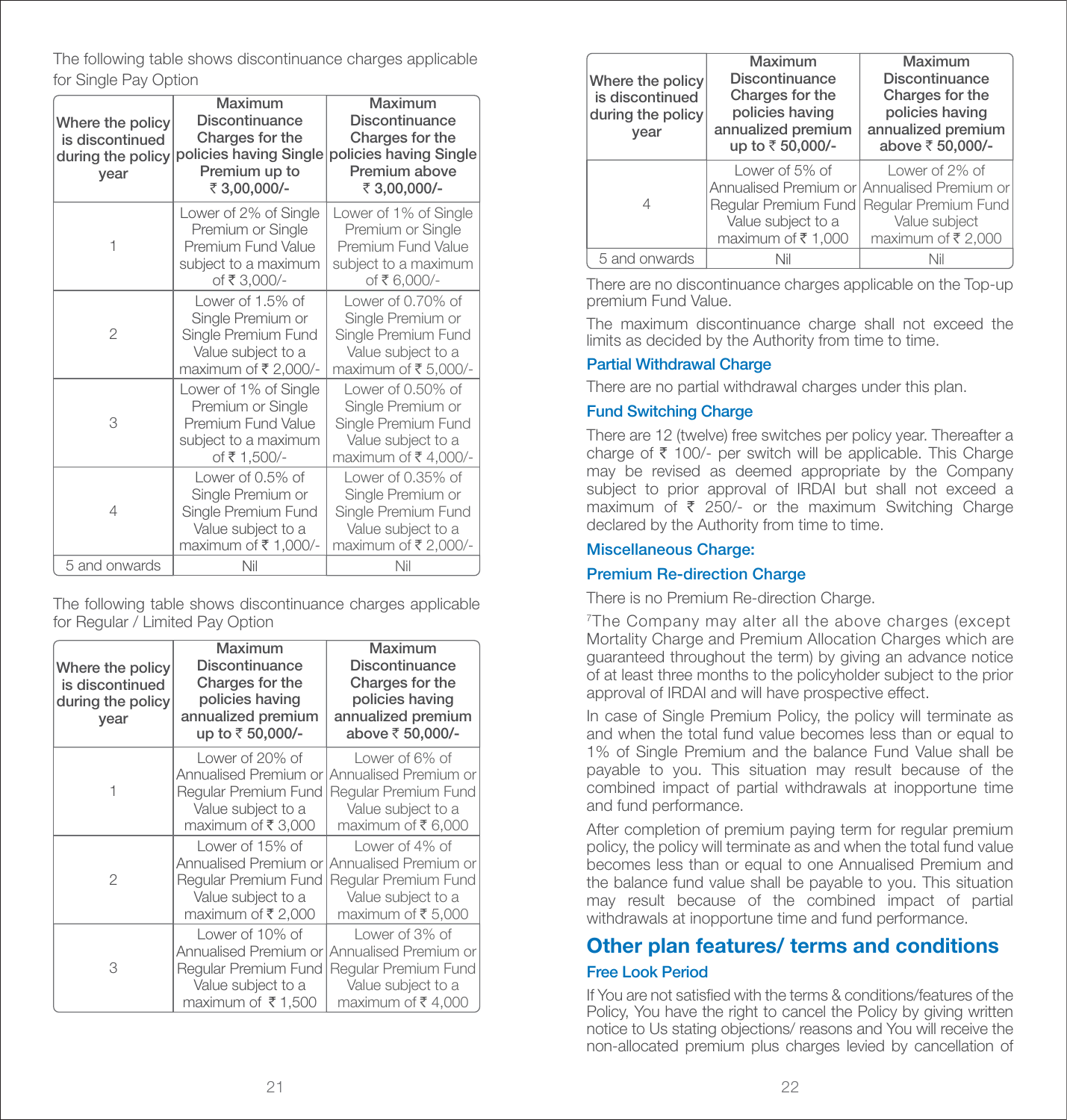The following table shows discontinuance charges applicable for Single Pay Option

| Where the policy is discontinued during the policy year | Maximum Discontinuance Charges for the policies having Single Premium up to ₹ 3,00,000/- | Maximum Discontinuance Charges for the policies having Single Premium above ₹ 3,00,000/- |
|---|---|---|
| 1 | Lower of 2% of Single Premium or Single Premium Fund Value subject to a maximum of ₹ 3,000/- | Lower of 1% of Single Premium or Single Premium Fund Value subject to a maximum of ₹ 6,000/- |
| 2 | Lower of 1.5% of Single Premium or Single Premium Fund Value subject to a maximum of ₹ 2,000/- | Lower of 0.70% of Single Premium or Single Premium Fund Value subject to a maximum of ₹ 5,000/- |
| 3 | Lower of 1% of Single Premium or Single Premium Fund Value subject to a maximum of ₹ 1,500/- | Lower of 0.50% of Single Premium or Single Premium Fund Value subject to a maximum of ₹ 4,000/- |
| 4 | Lower of 0.5% of Single Premium or Single Premium Fund Value subject to a maximum of ₹ 1,000/- | Lower of 0.35% of Single Premium or Single Premium Fund Value subject to a maximum of ₹ 2,000/- |
| 5 and onwards | Nil | Nil |

The following table shows discontinuance charges applicable for Regular / Limited Pay Option

| Where the policy is discontinued during the policy year | Maximum Discontinuance Charges for the policies having annualized premium up to ₹ 50,000/- | Maximum Discontinuance Charges for the policies having annualized premium above ₹ 50,000/- |
|---|---|---|
| 1 | Lower of 20% of Annualised Premium or Regular Premium Fund Value subject to a maximum of ₹ 3,000 | Lower of 6% of Annualised Premium or Regular Premium Fund Value subject to a maximum of ₹ 6,000 |
| 2 | Lower of 15% of Annualised Premium or Regular Premium Fund Value subject to a maximum of ₹ 2,000 | Lower of 4% of Annualised Premium or Regular Premium Fund Value subject to a maximum of ₹ 5,000 |
| 3 | Lower of 10% of Annualised Premium or Regular Premium Fund Value subject to a maximum of ₹ 1,500 | Lower of 3% of Annualised Premium or Regular Premium Fund Value subject to a maximum of ₹ 4,000 |
| 4 | Lower of 5% of Annualised Premium or Regular Premium Fund Value subject to a maximum of ₹ 1,000 | Lower of 2% of Annualised Premium or Regular Premium Fund Value subject maximum of ₹ 2,000 |
| 5 and onwards | Nil | Nil |

There are no discontinuance charges applicable on the Top-up premium Fund Value.

The maximum discontinuance charge shall not exceed the limits as decided by the Authority from time to time.

### Partial Withdrawal Charge

There are no partial withdrawal charges under this plan.

### Fund Switching Charge

There are 12 (twelve) free switches per policy year. Thereafter a charge of ₹ 100/- per switch will be applicable. This Charge may be revised as deemed appropriate by the Company subject to prior approval of IRDAI but shall not exceed a maximum of ₹ 250/- or the maximum Switching Charge declared by the Authority from time to time.

### Miscellaneous Charge:

### Premium Re-direction Charge

There is no Premium Re-direction Charge.

[7]The Company may alter all the above charges (except Mortality Charge and Premium Allocation Charges which are guaranteed throughout the term) by giving an advance notice of at least three months to the policyholder subject to the prior approval of IRDAI and will have prospective effect.

In case of Single Premium Policy, the policy will terminate as and when the total fund value becomes less than or equal to 1% of Single Premium and the balance Fund Value shall be payable to you. This situation may result because of the combined impact of partial withdrawals at inopportune time and fund performance.

After completion of premium paying term for regular premium policy, the policy will terminate as and when the total fund value becomes less than or equal to one Annualised Premium and the balance fund value shall be payable to you. This situation may result because of the combined impact of partial withdrawals at inopportune time and fund performance.

## Other plan features/ terms and conditions

### Free Look Period

If You are not satisfied with the terms & conditions/features of the Policy, You have the right to cancel the Policy by giving written notice to Us stating objections/ reasons and You will receive the non-allocated premium plus charges levied by cancellation of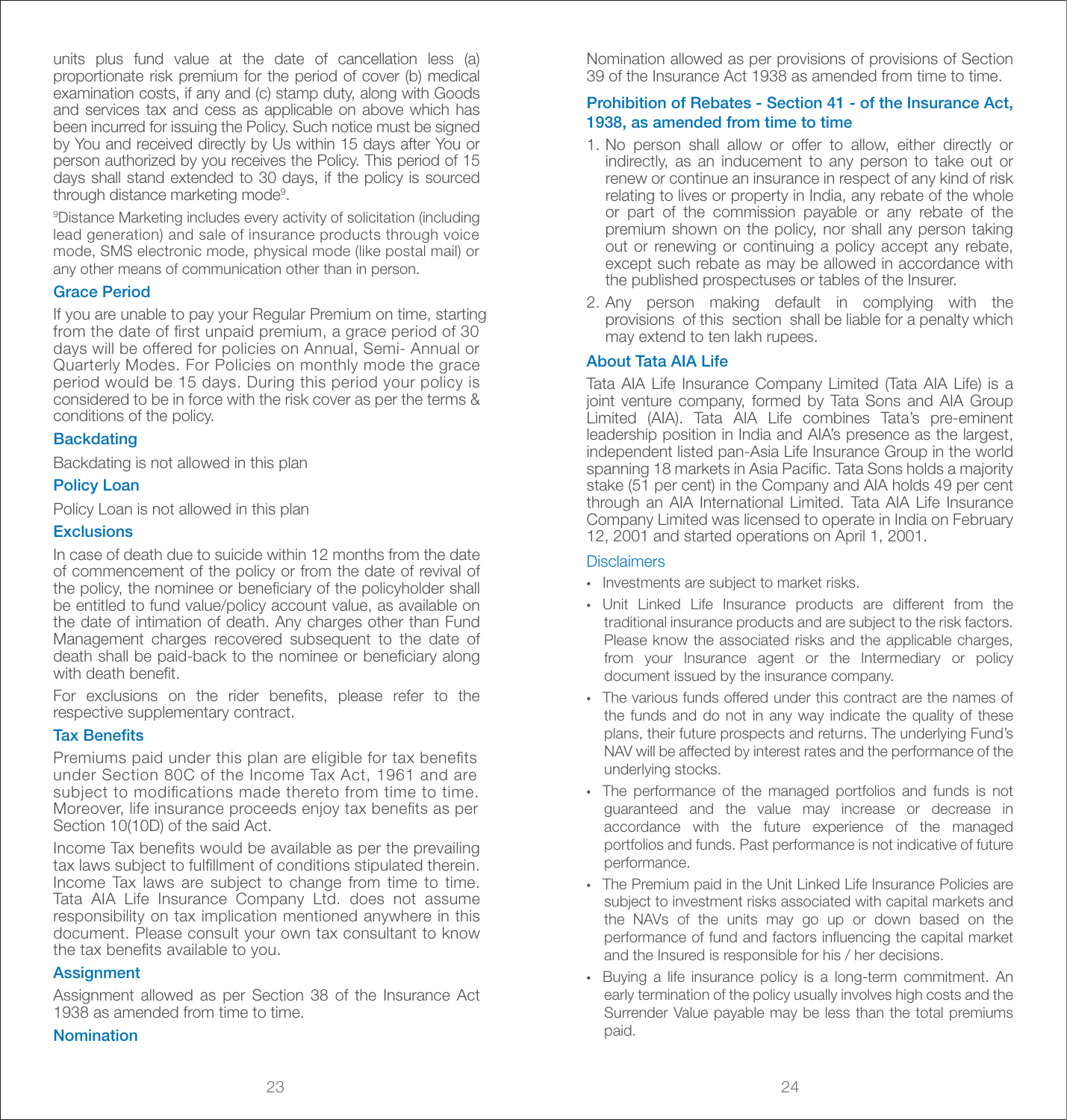units plus fund value at the date of cancellation less (a) proportionate risk premium for the period of cover (b) medical examination costs, if any and (c) stamp duty, along with Goods and services tax and cess as applicable on above which has been incurred for issuing the Policy. Such notice must be signed by You and received directly by Us within 15 days after You or person authorized by you receives the Policy. This period of 15 days shall stand extended to 30 days, if the policy is sourced through distance marketing mode[9].

[9]Distance Marketing includes every activity of solicitation (including lead generation) and sale of insurance products through voice mode, SMS electronic mode, physical mode (like postal mail) or any other means of communication other than in person.

### Grace Period

If you are unable to pay your Regular Premium on time, starting from the date of first unpaid premium, a grace period of 30 days will be offered for policies on Annual, Semi- Annual or Quarterly Modes. For Policies on monthly mode the grace period would be 15 days. During this period your policy is considered to be in force with the risk cover as per the terms & conditions of the policy.

### Backdating

Backdating is not allowed in this plan

### Policy Loan

Policy Loan is not allowed in this plan

### Exclusions

In case of death due to suicide within 12 months from the date of commencement of the policy or from the date of revival of the policy, the nominee or beneficiary of the policyholder shall be entitled to fund value/policy account value, as available on the date of intimation of death. Any charges other than Fund Management charges recovered subsequent to the date of death shall be paid-back to the nominee or beneficiary along with death benefit.

For exclusions on the rider benefits, please refer to the respective supplementary contract.

### Tax Benefits

Premiums paid under this plan are eligible for tax benefits under Section 80C of the Income Tax Act, 1961 and are subject to modifications made thereto from time to time. Moreover, life insurance proceeds enjoy tax benefits as per Section 10(10D) of the said Act.

Income Tax benefits would be available as per the prevailing tax laws subject to fulfillment of conditions stipulated therein. Income Tax laws are subject to change from time to time. Tata AIA Life Insurance Company Ltd. does not assume responsibility on tax implication mentioned anywhere in this document. Please consult your own tax consultant to know the tax benefits available to you.

### Assignment

Assignment allowed as per Section 38 of the Insurance Act 1938 as amended from time to time.

### Nomination

Nomination allowed as per provisions of provisions of Section 39 of the Insurance Act 1938 as amended from time to time.

### Prohibition of Rebates - Section 41 - of the Insurance Act, 1938, as amended from time to time

1. No person shall allow or offer to allow, either directly or indirectly, as an inducement to any person to take out or renew or continue an insurance in respect of any kind of risk relating to lives or property in India, any rebate of the whole or part of the commission payable or any rebate of the premium shown on the policy, nor shall any person taking out or renewing or continuing a policy accept any rebate, except such rebate as may be allowed in accordance with the published prospectuses or tables of the Insurer.
2. Any person making default in complying with the provisions of this section shall be liable for a penalty which may extend to ten lakh rupees.

### About Tata AIA Life

Tata AIA Life Insurance Company Limited (Tata AIA Life) is a joint venture company, formed by Tata Sons and AIA Group Limited (AIA). Tata AIA Life combines Tata's pre-eminent leadership position in India and AIA's presence as the largest, independent listed pan-Asia Life Insurance Group in the world spanning 18 markets in Asia Pacific. Tata Sons holds a majority stake (51 per cent) in the Company and AIA holds 49 per cent through an AIA International Limited. Tata AIA Life Insurance Company Limited was licensed to operate in India on February 12, 2001 and started operations on April 1, 2001.

### Disclaimers

- Investments are subject to market risks.
- Unit Linked Life Insurance products are different from the traditional insurance products and are subject to the risk factors. Please know the associated risks and the applicable charges, from your Insurance agent or the Intermediary or policy document issued by the insurance company.
- The various funds offered under this contract are the names of the funds and do not in any way indicate the quality of these plans, their future prospects and returns. The underlying Fund's NAV will be affected by interest rates and the performance of the underlying stocks.
- The performance of the managed portfolios and funds is not guaranteed and the value may increase or decrease in accordance with the future experience of the managed portfolios and funds. Past performance is not indicative of future performance.
- The Premium paid in the Unit Linked Life Insurance Policies are subject to investment risks associated with capital markets and the NAVs of the units may go up or down based on the performance of fund and factors influencing the capital market and the Insured is responsible for his / her decisions.
- Buying a life insurance policy is a long-term commitment. An early termination of the policy usually involves high costs and the Surrender Value payable may be less than the total premiums paid.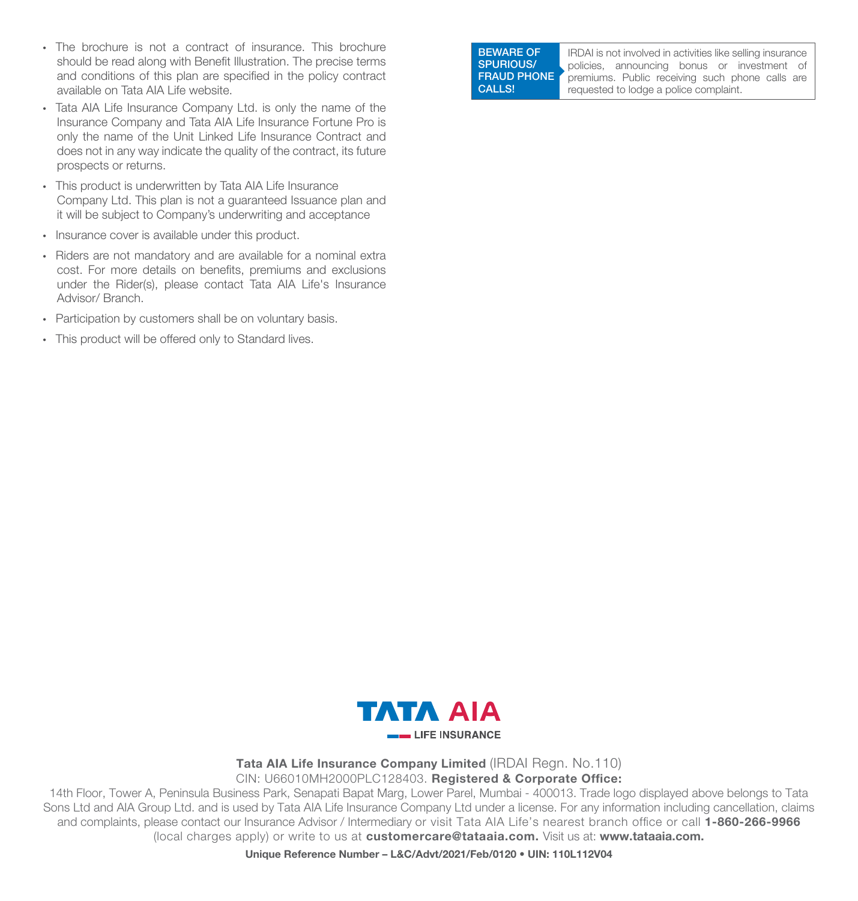- The brochure is not a contract of insurance. This brochure should be read along with Benefit Illustration. The precise terms and conditions of this plan are specified in the policy contract available on Tata AIA Life website.
- Tata AIA Life Insurance Company Ltd. is only the name of the Insurance Company and Tata AIA Life Insurance Fortune Pro is only the name of the Unit Linked Life Insurance Contract and does not in any way indicate the quality of the contract, its future prospects or returns.
- This product is underwritten by Tata AIA Life Insurance Company Ltd. This plan is not a guaranteed Issuance plan and it will be subject to Company's underwriting and acceptance
- Insurance cover is available under this product.
- Riders are not mandatory and are available for a nominal extra cost. For more details on benefits, premiums and exclusions under the Rider(s), please contact Tata AIA Life's Insurance Advisor/ Branch.
- Participation by customers shall be on voluntary basis.
- This product will be offered only to Standard lives.

**BEWARE OF SPURIOUS/ FRAUD PHONE CALLS!** IRDAI is not involved in activities like selling insurance policies, announcing bonus or investment of premiums. Public receiving such phone calls are requested to lodge a police complaint.

TATA AIA LIFE INSURANCE

**Tata AIA Life Insurance Company Limited** (IRDAI Regn. No.110)
CIN: U66010MH2000PLC128403. **Registered & Corporate Office:**
14th Floor, Tower A, Peninsula Business Park, Senapati Bapat Marg, Lower Parel, Mumbai - 400013. Trade logo displayed above belongs to Tata Sons Ltd and AIA Group Ltd. and is used by Tata AIA Life Insurance Company Ltd under a license. For any information including cancellation, claims and complaints, please contact our Insurance Advisor / Intermediary or visit Tata AIA Life's nearest branch office or call **1-860-266-9966** (local charges apply) or write to us at **customercare@tataaia.com.** Visit us at: **www.tataaia.com.**

**Unique Reference Number – L&C/Advt/2021/Feb/0120 • UIN: 110L112V04**